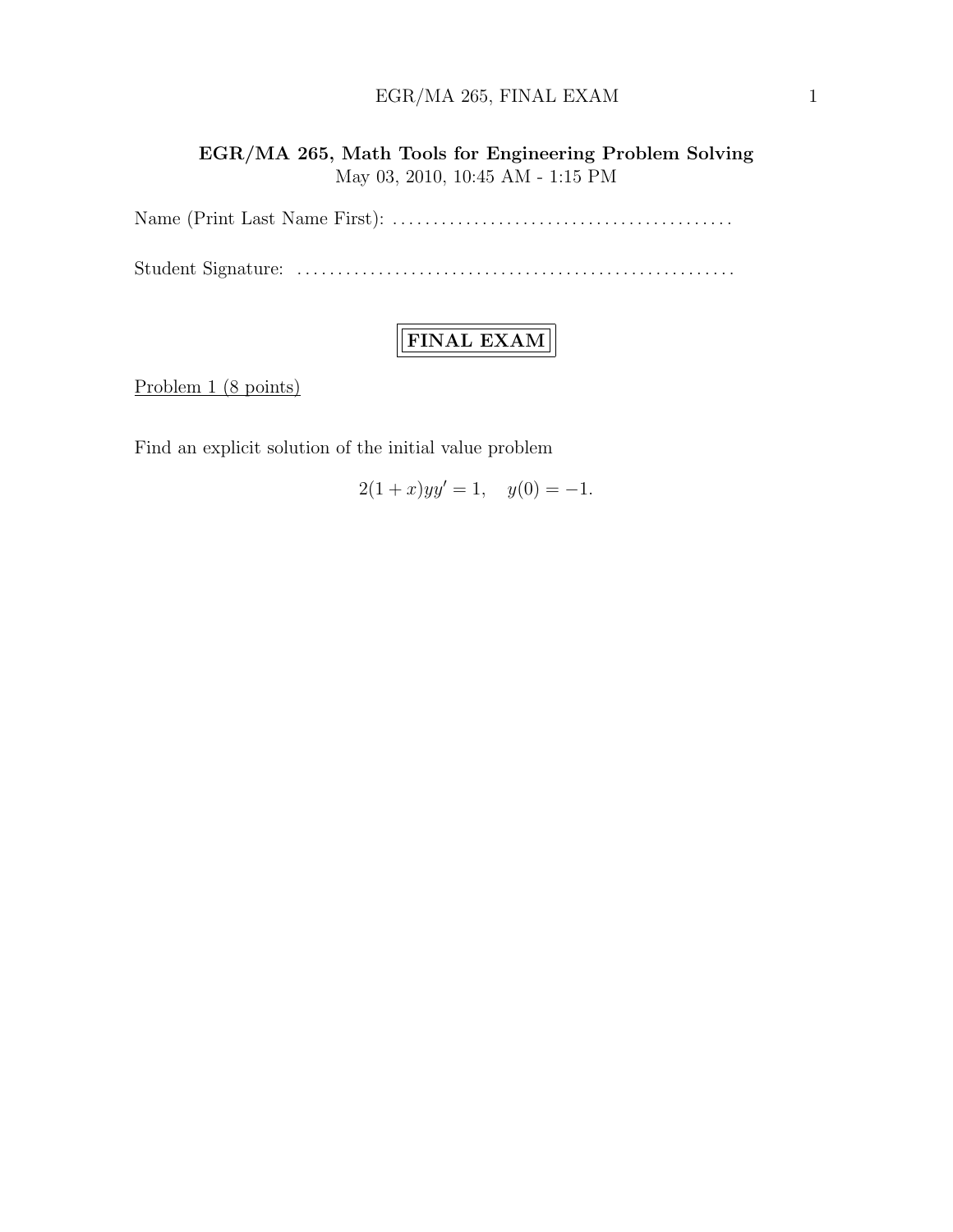**EGR/MA 265, Math Tools for Engineering Problem Solving**
May 03, 2010, 10:45 AM - 1:15 PM

Name (Print Last Name First): ..........................................

Student Signature: ......................................................

# FINAL EXAM

Problem 1 (8 points)

Find an explicit solution of the initial value problem

$$2(1+x)yy' = 1, \quad y(0) = -1.$$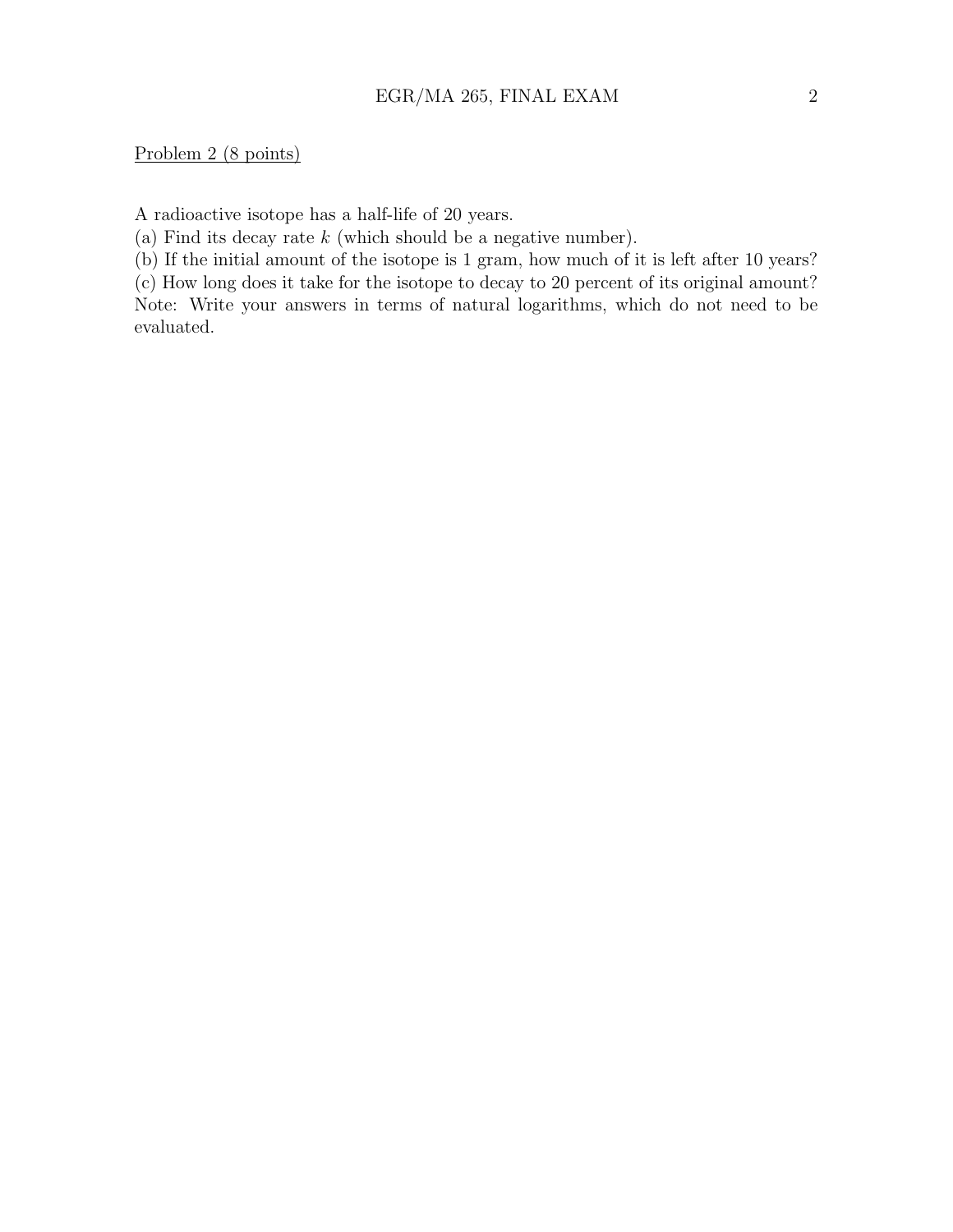Problem 2 (8 points)

A radioactive isotope has a half-life of 20 years.
(a) Find its decay rate $k$ (which should be a negative number).
(b) If the initial amount of the isotope is 1 gram, how much of it is left after 10 years?
(c) How long does it take for the isotope to decay to 20 percent of its original amount?
Note: Write your answers in terms of natural logarithms, which do not need to be evaluated.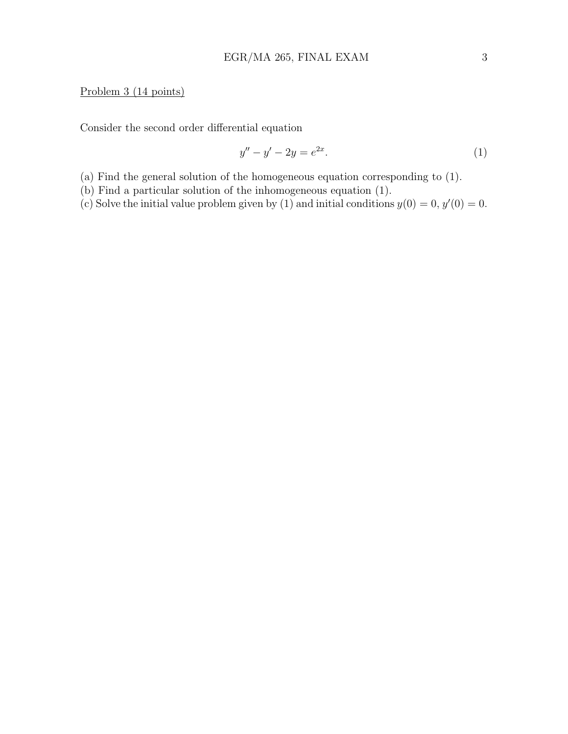Problem 3 (14 points)

Consider the second order differential equation

$$y'' - y' - 2y = e^{2x}. \tag{1}$$

(a) Find the general solution of the homogeneous equation corresponding to (1).
(b) Find a particular solution of the inhomogeneous equation (1).
(c) Solve the initial value problem given by (1) and initial conditions $y(0) = 0$, $y'(0) = 0$.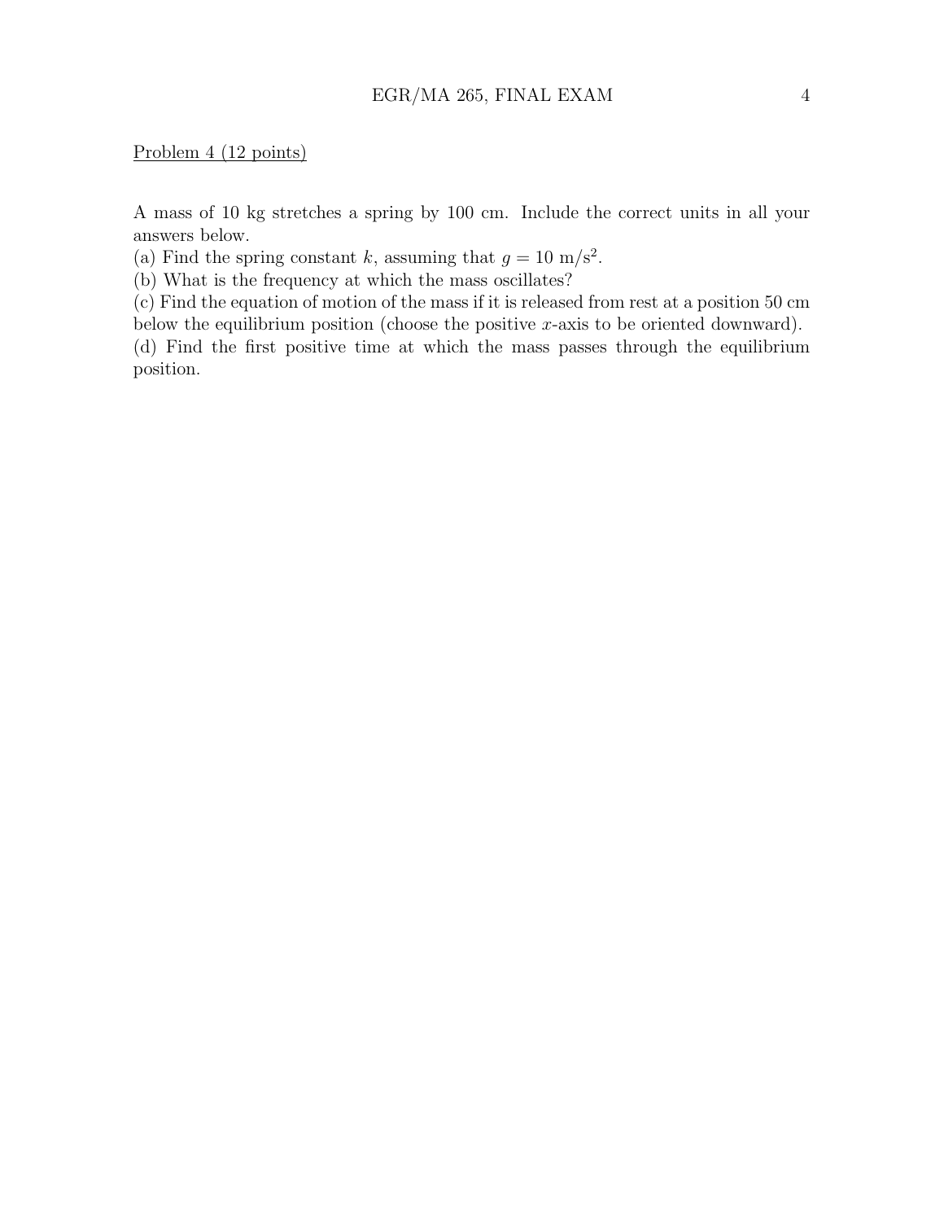Problem 4 (12 points)

A mass of 10 kg stretches a spring by 100 cm. Include the correct units in all your answers below.

(a) Find the spring constant $k$, assuming that $g = 10\ \text{m/s}^2$.

(b) What is the frequency at which the mass oscillates?

(c) Find the equation of motion of the mass if it is released from rest at a position 50 cm below the equilibrium position (choose the positive $x$-axis to be oriented downward).

(d) Find the first positive time at which the mass passes through the equilibrium position.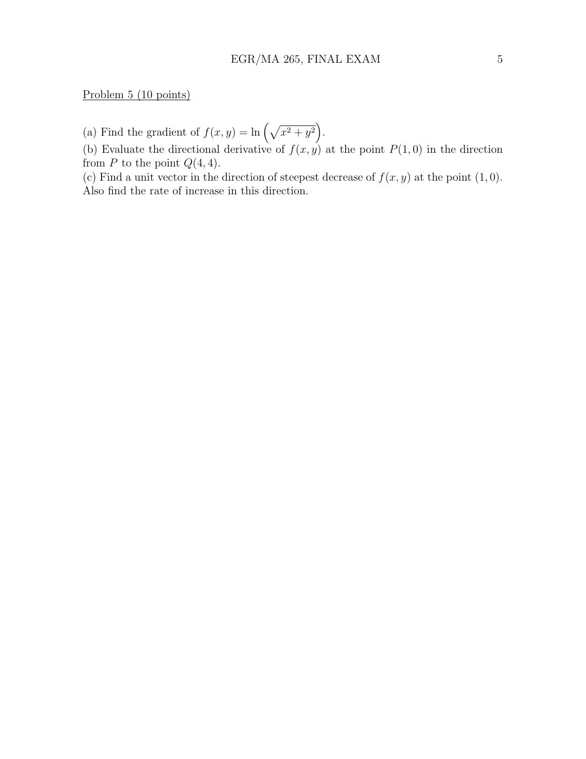Problem 5 (10 points)

(a) Find the gradient of $f(x, y) = \ln\left(\sqrt{x^2 + y^2}\right)$.

(b) Evaluate the directional derivative of $f(x, y)$ at the point $P(1, 0)$ in the direction from $P$ to the point $Q(4, 4)$.

(c) Find a unit vector in the direction of steepest decrease of $f(x, y)$ at the point $(1, 0)$. Also find the rate of increase in this direction.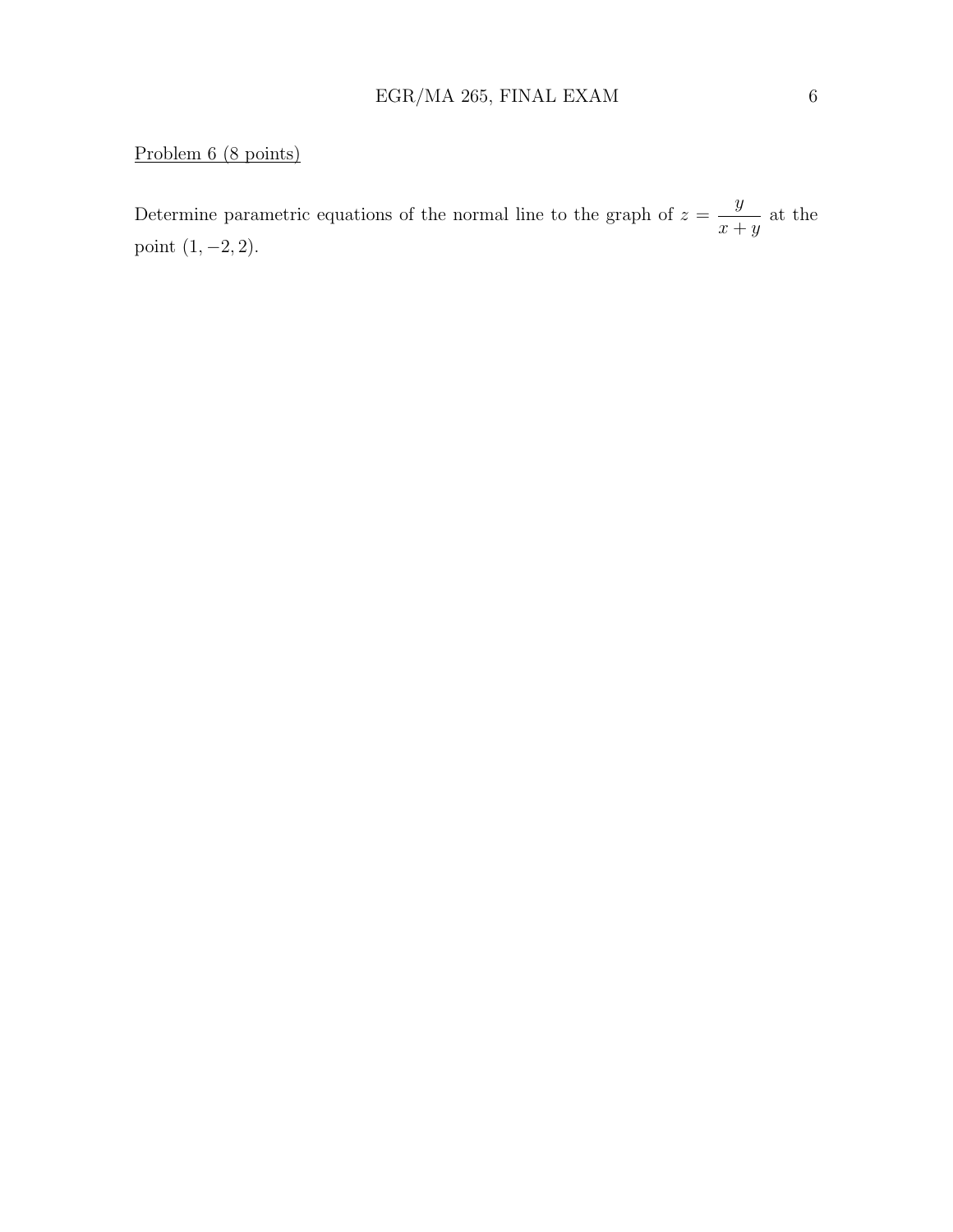Problem 6 (8 points)

Determine parametric equations of the normal line to the graph of $z = \dfrac{y}{x+y}$ at the point $(1, -2, 2)$.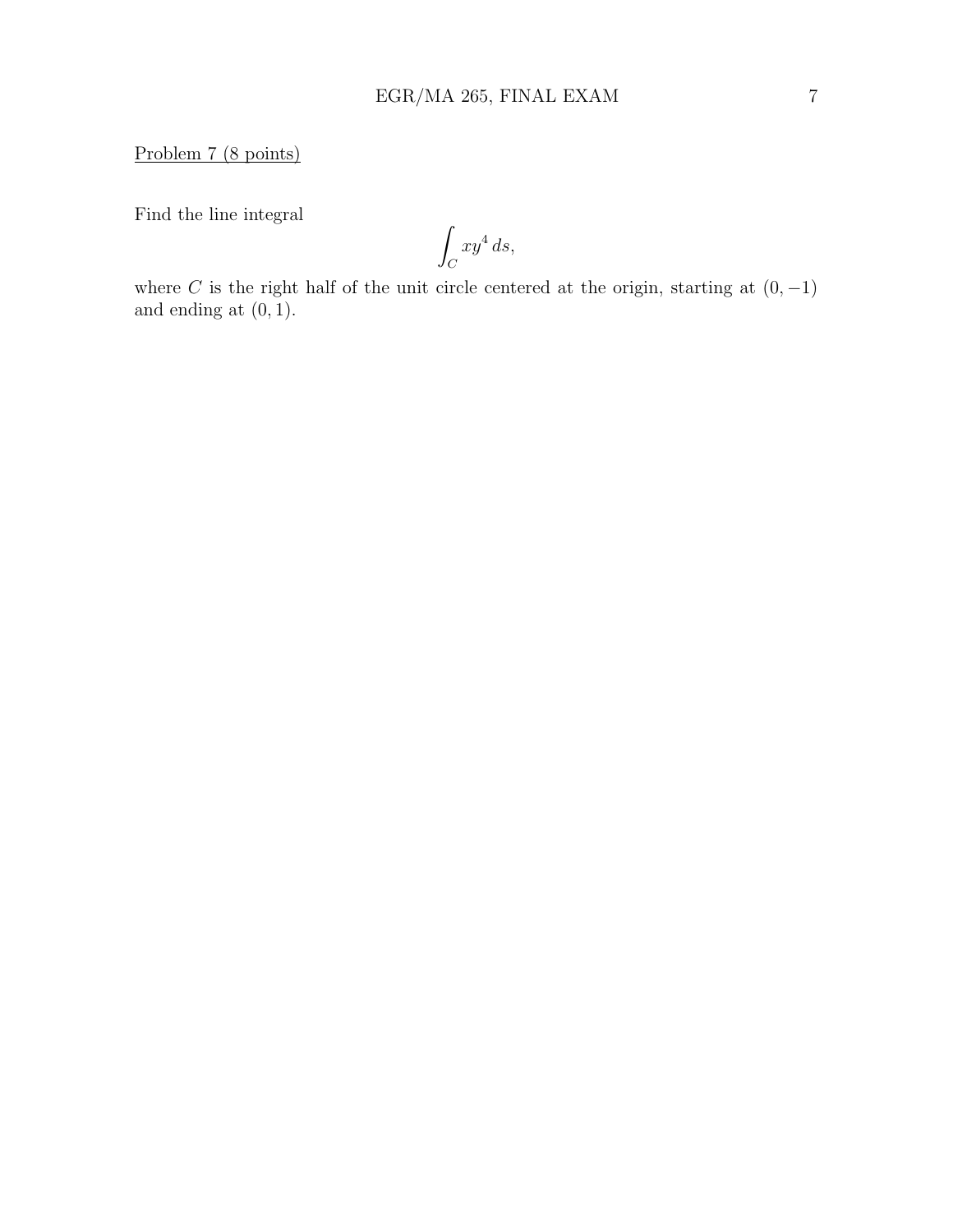Problem 7 (8 points)

Find the line integral

$$\int_C xy^4 \, ds,$$

where $C$ is the right half of the unit circle centered at the origin, starting at $(0, -1)$ and ending at $(0, 1)$.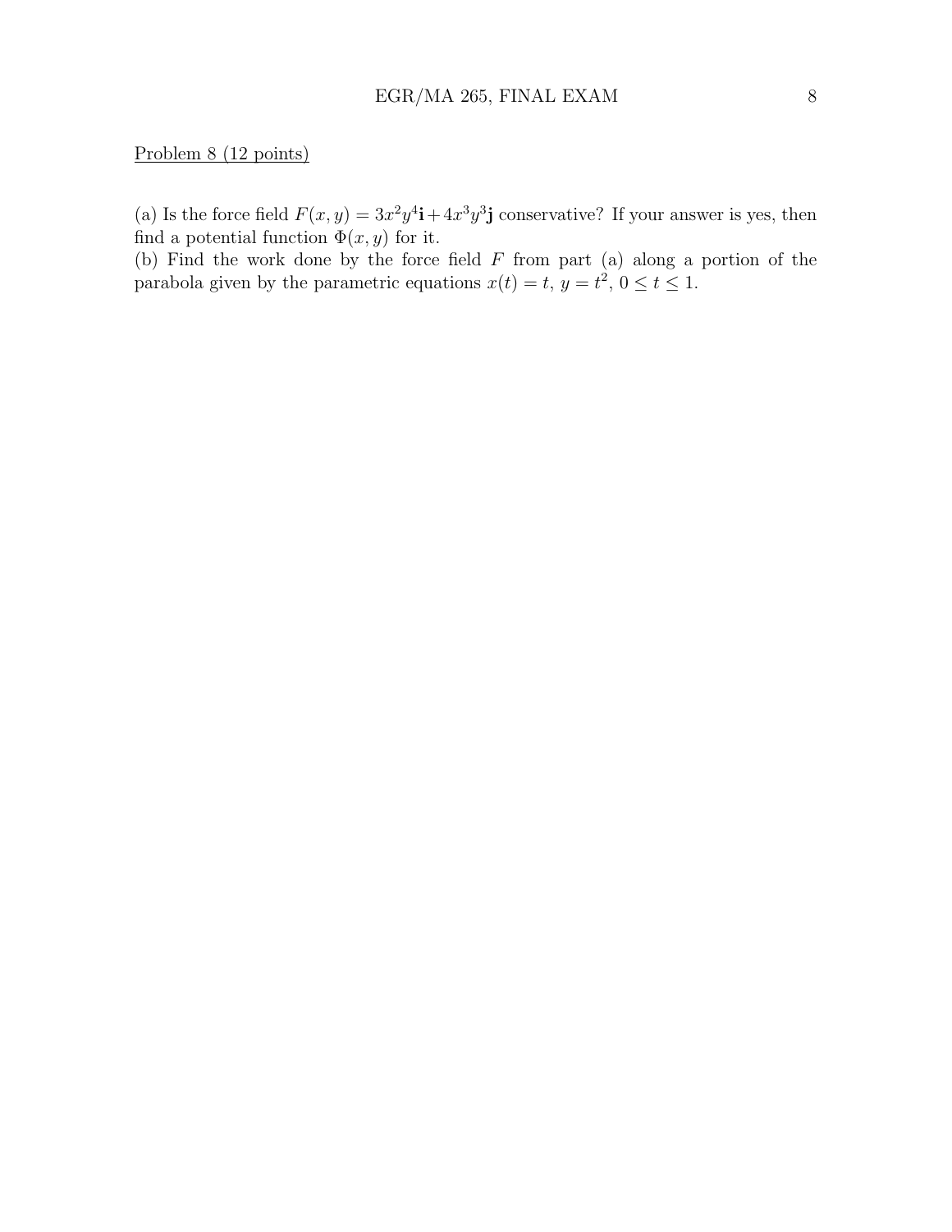Problem 8 (12 points)

(a) Is the force field $F(x, y) = 3x^2y^4\mathbf{i} + 4x^3y^3\mathbf{j}$ conservative? If your answer is yes, then find a potential function $\Phi(x, y)$ for it.

(b) Find the work done by the force field $F$ from part (a) along a portion of the parabola given by the parametric equations $x(t) = t$, $y = t^2$, $0 \le t \le 1$.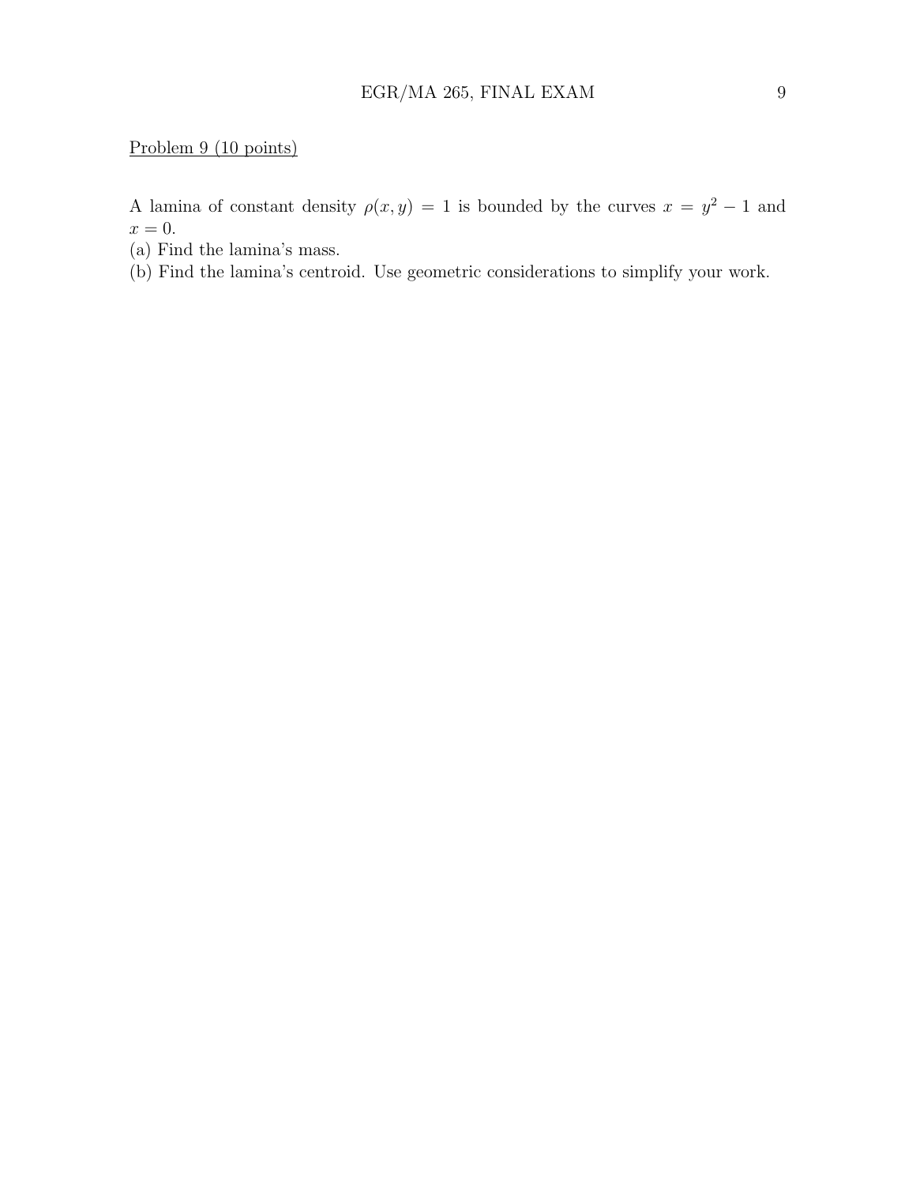Problem 9 (10 points)

A lamina of constant density $\rho(x, y) = 1$ is bounded by the curves $x = y^2 - 1$ and $x = 0$.

(a) Find the lamina's mass.

(b) Find the lamina's centroid. Use geometric considerations to simplify your work.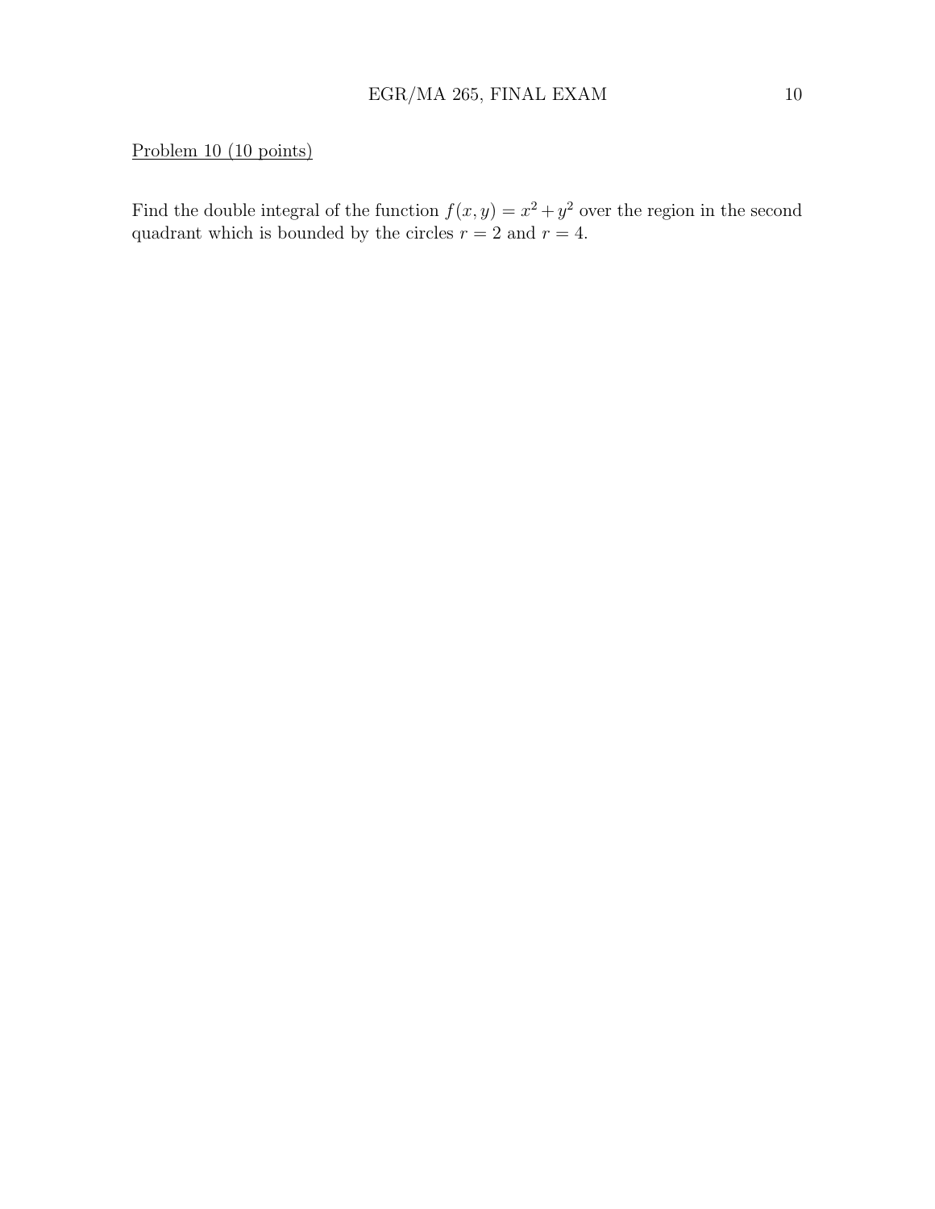Problem 10 (10 points)

Find the double integral of the function $f(x, y) = x^2 + y^2$ over the region in the second quadrant which is bounded by the circles $r = 2$ and $r = 4$.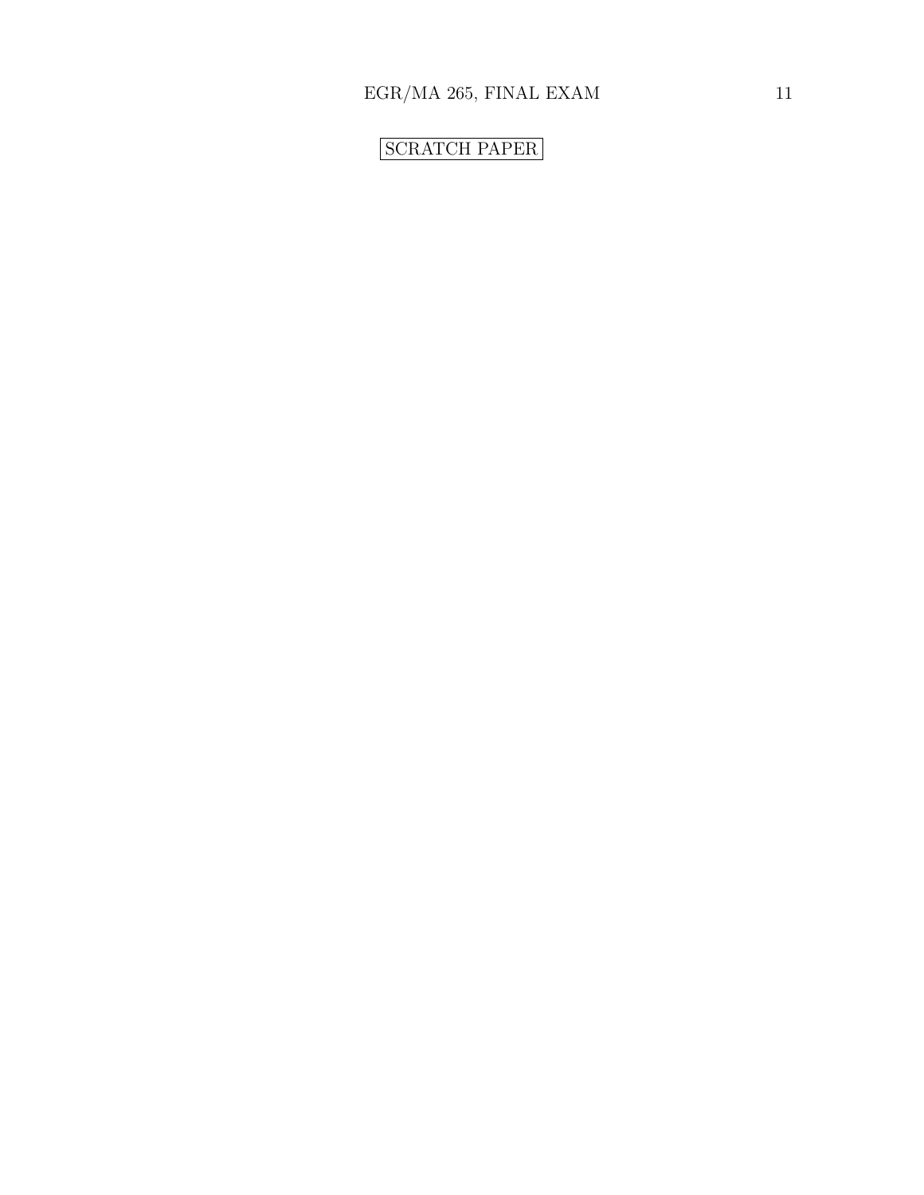SCRATCH PAPER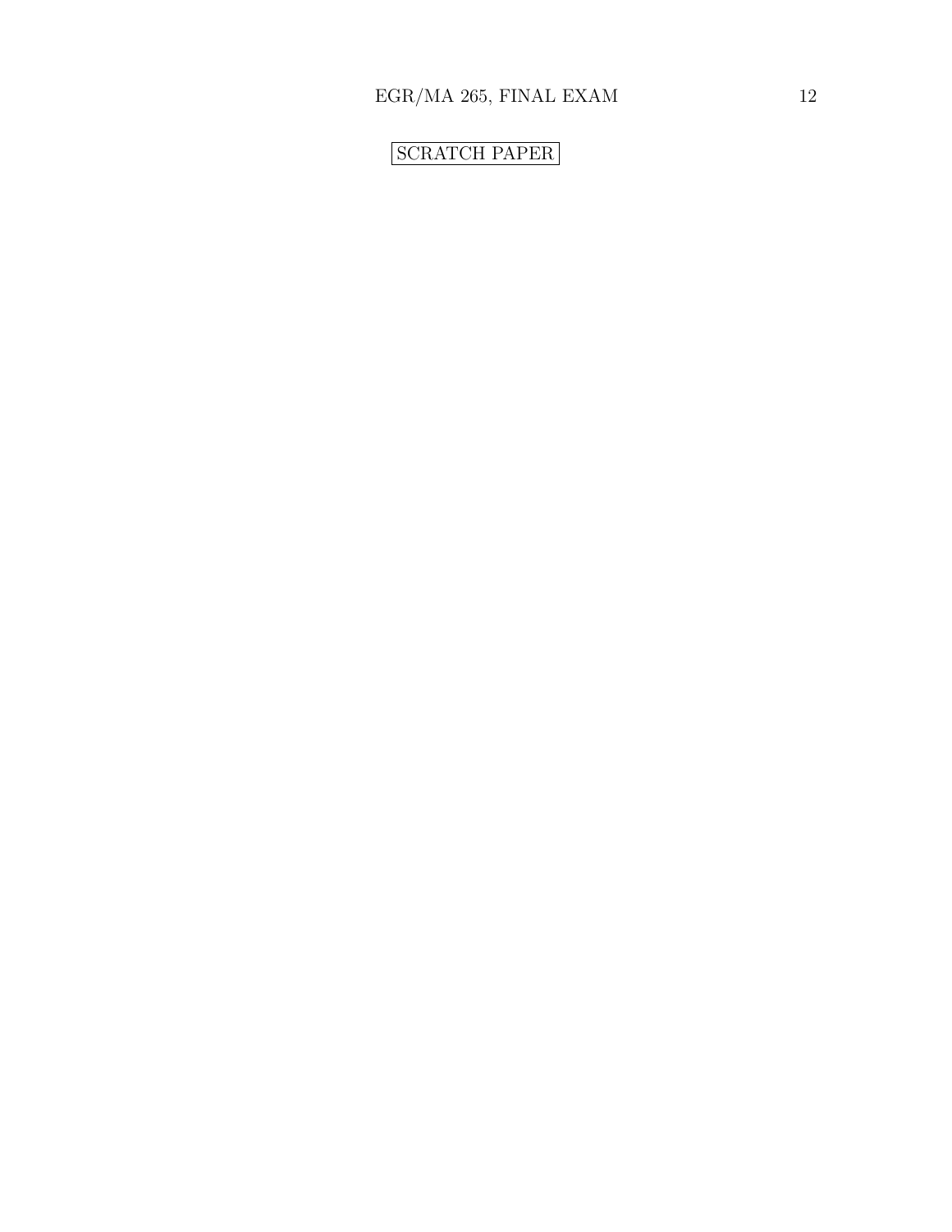SCRATCH PAPER